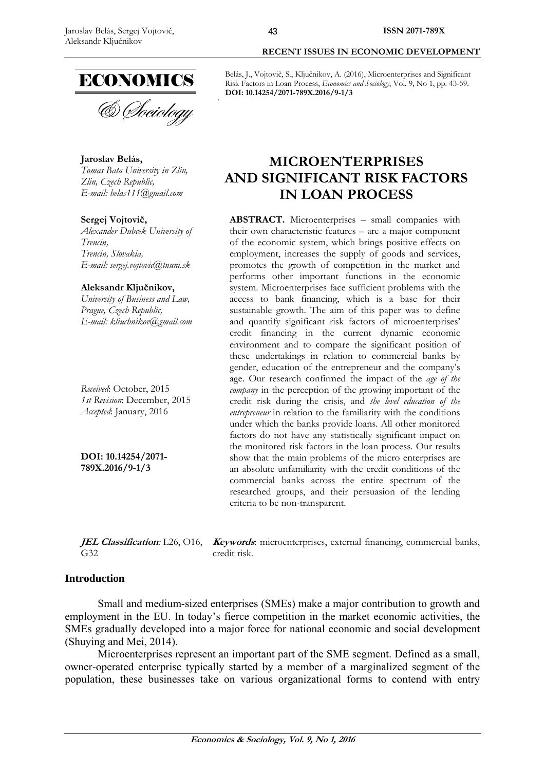Belás, J., Vojtovič, S., Ključnikov, A. (2016), Microenterprises and Significant Risk Factors in Loan Process, *Economics and Sociology*, Vol. 9, No 1, pp. 43-59. **DOI: 10.14254/2071-789X.2016/9-1/3**

**Jaroslav Belás,**
*Tomas Bata University in Zlin, Zlin, Czech Republic, E-mail: belas111@gmail.com*

**Sergej Vojtovič,**
*Alexander Dubcek University of Trencin, Trencin, Slovakia, E-mail: sergej.vojtovic@tnuni.sk*

**Aleksandr Ključnikov,**
*University of Business and Law, Prague, Czech Republic, E-mail: kliuchnikov@gmail.com*

*Received*: October, 2015
*1st Revision*: December, 2015
*Accepted*: January, 2016

**DOI: 10.14254/2071-789X.2016/9-1/3**

# MICROENTERPRISES AND SIGNIFICANT RISK FACTORS IN LOAN PROCESS

**ABSTRACT.** Microenterprises – small companies with their own characteristic features – are a major component of the economic system, which brings positive effects on employment, increases the supply of goods and services, promotes the growth of competition in the market and performs other important functions in the economic system. Microenterprises face sufficient problems with the access to bank financing, which is a base for their sustainable growth. The aim of this paper was to define and quantify significant risk factors of microenterprises' credit financing in the current dynamic economic environment and to compare the significant position of these undertakings in relation to commercial banks by gender, education of the entrepreneur and the company's age. Our research confirmed the impact of the *age of the company* in the perception of the growing important of the credit risk during the crisis, and *the level education of the entrepreneur* in relation to the familiarity with the conditions under which the banks provide loans. All other monitored factors do not have any statistically significant impact on the monitored risk factors in the loan process. Our results show that the main problems of the micro enterprises are an absolute unfamiliarity with the credit conditions of the commercial banks across the entire spectrum of the researched groups, and their persuasion of the lending criteria to be non-transparent.

***JEL Classification*:** L26, O16, G32

***Keywords*:** microenterprises, external financing, commercial banks, credit risk.

## Introduction

Small and medium-sized enterprises (SMEs) make a major contribution to growth and employment in the EU. In today's fierce competition in the market economic activities, the SMEs gradually developed into a major force for national economic and social development (Shuying and Mei, 2014).

Microenterprises represent an important part of the SME segment. Defined as a small, owner-operated enterprise typically started by a member of a marginalized segment of the population, these businesses take on various organizational forms to contend with entry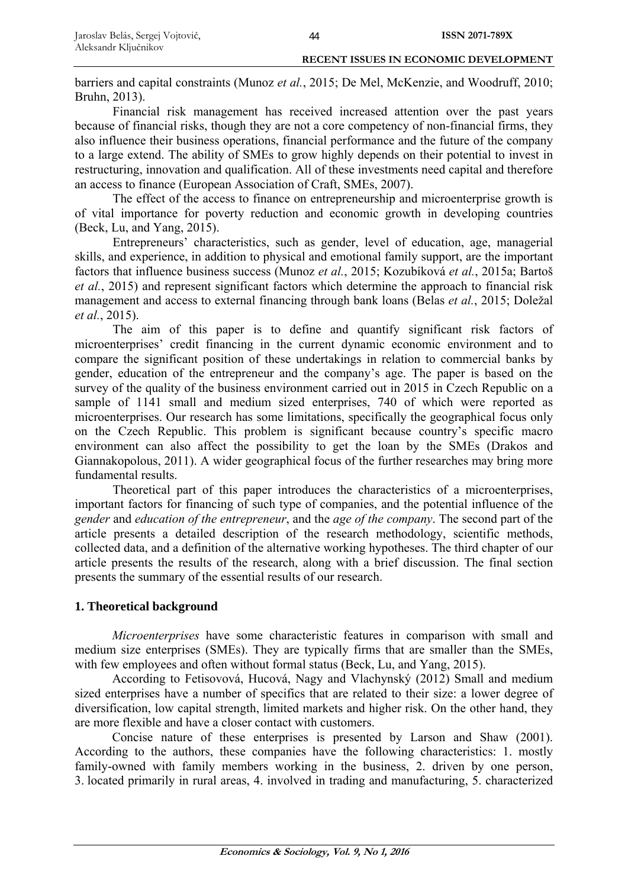barriers and capital constraints (Munoz *et al.*, 2015; De Mel, McKenzie, and Woodruff, 2010; Bruhn, 2013).

Financial risk management has received increased attention over the past years because of financial risks, though they are not a core competency of non-financial firms, they also influence their business operations, financial performance and the future of the company to a large extend. The ability of SMEs to grow highly depends on their potential to invest in restructuring, innovation and qualification. All of these investments need capital and therefore an access to finance (European Association of Craft, SMEs, 2007).

The effect of the access to finance on entrepreneurship and microenterprise growth is of vital importance for poverty reduction and economic growth in developing countries (Beck, Lu, and Yang, 2015).

Entrepreneurs' characteristics, such as gender, level of education, age, managerial skills, and experience, in addition to physical and emotional family support, are the important factors that influence business success (Munoz *et al.*, 2015; Kozubíková *et al.*, 2015a; Bartoš *et al.*, 2015) and represent significant factors which determine the approach to financial risk management and access to external financing through bank loans (Belas *et al.*, 2015; Doležal *et al.*, 2015).

The aim of this paper is to define and quantify significant risk factors of microenterprises' credit financing in the current dynamic economic environment and to compare the significant position of these undertakings in relation to commercial banks by gender, education of the entrepreneur and the company's age. The paper is based on the survey of the quality of the business environment carried out in 2015 in Czech Republic on a sample of 1141 small and medium sized enterprises, 740 of which were reported as microenterprises. Our research has some limitations, specifically the geographical focus only on the Czech Republic. This problem is significant because country's specific macro environment can also affect the possibility to get the loan by the SMEs (Drakos and Giannakopolous, 2011). A wider geographical focus of the further researches may bring more fundamental results.

Theoretical part of this paper introduces the characteristics of a microenterprises, important factors for financing of such type of companies, and the potential influence of the *gender* and *education of the entrepreneur*, and the *age of the company*. The second part of the article presents a detailed description of the research methodology, scientific methods, collected data, and a definition of the alternative working hypotheses. The third chapter of our article presents the results of the research, along with a brief discussion. The final section presents the summary of the essential results of our research.

## 1. Theoretical background

*Microenterprises* have some characteristic features in comparison with small and medium size enterprises (SMEs). They are typically firms that are smaller than the SMEs, with few employees and often without formal status (Beck, Lu, and Yang, 2015).

According to Fetisovová, Hucová, Nagy and Vlachynský (2012) Small and medium sized enterprises have a number of specifics that are related to their size: a lower degree of diversification, low capital strength, limited markets and higher risk. On the other hand, they are more flexible and have a closer contact with customers.

Concise nature of these enterprises is presented by Larson and Shaw (2001). According to the authors, these companies have the following characteristics: 1. mostly family-owned with family members working in the business, 2. driven by one person, 3. located primarily in rural areas, 4. involved in trading and manufacturing, 5. characterized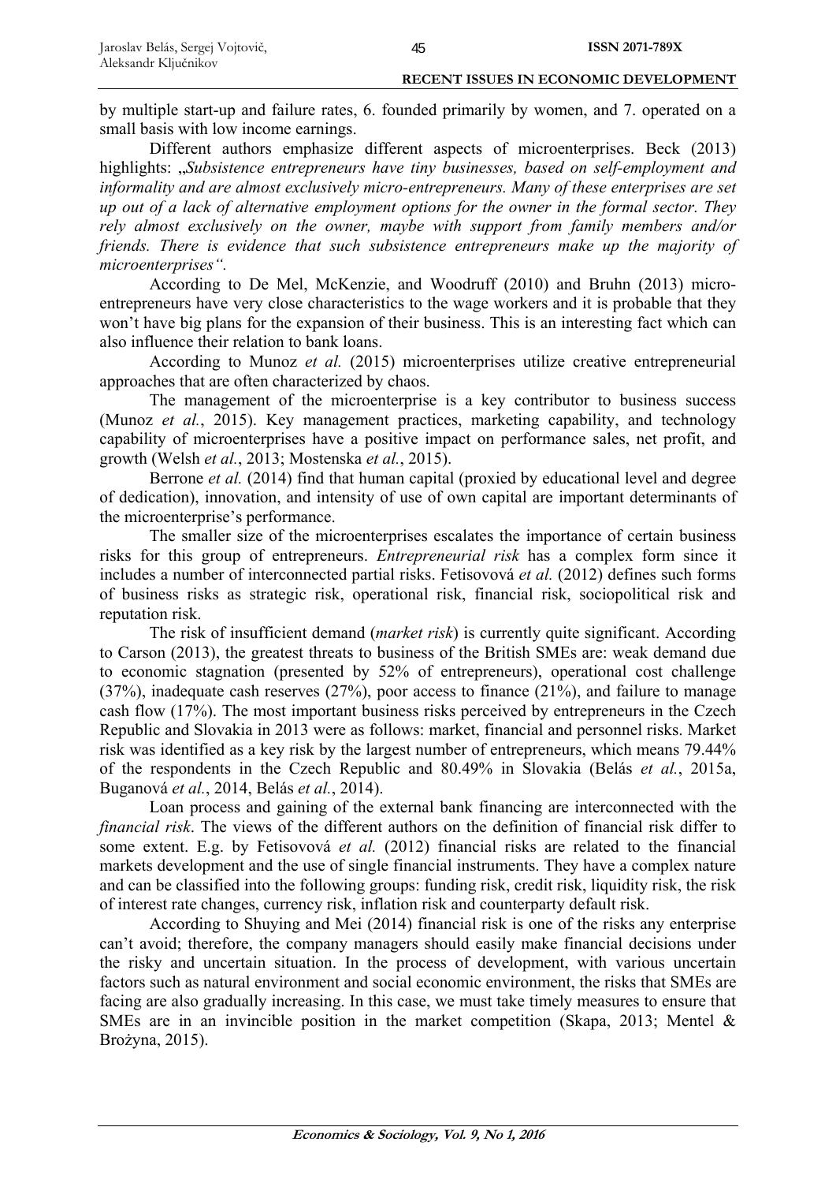by multiple start-up and failure rates, 6. founded primarily by women, and 7. operated on a small basis with low income earnings.

Different authors emphasize different aspects of microenterprises. Beck (2013) highlights: „*Subsistence entrepreneurs have tiny businesses, based on self-employment and informality and are almost exclusively micro-entrepreneurs. Many of these enterprises are set up out of a lack of alternative employment options for the owner in the formal sector. They rely almost exclusively on the owner, maybe with support from family members and/or friends. There is evidence that such subsistence entrepreneurs make up the majority of microenterprises“.*

According to De Mel, McKenzie, and Woodruff (2010) and Bruhn (2013) micro-entrepreneurs have very close characteristics to the wage workers and it is probable that they won't have big plans for the expansion of their business. This is an interesting fact which can also influence their relation to bank loans.

According to Munoz *et al.* (2015) microenterprises utilize creative entrepreneurial approaches that are often characterized by chaos.

The management of the microenterprise is a key contributor to business success (Munoz *et al.*, 2015). Key management practices, marketing capability, and technology capability of microenterprises have a positive impact on performance sales, net profit, and growth (Welsh *et al.*, 2013; Mostenska *et al.*, 2015).

Berrone *et al.* (2014) find that human capital (proxied by educational level and degree of dedication), innovation, and intensity of use of own capital are important determinants of the microenterprise's performance.

The smaller size of the microenterprises escalates the importance of certain business risks for this group of entrepreneurs. *Entrepreneurial risk* has a complex form since it includes a number of interconnected partial risks. Fetisovová *et al.* (2012) defines such forms of business risks as strategic risk, operational risk, financial risk, sociopolitical risk and reputation risk.

The risk of insufficient demand (*market risk*) is currently quite significant. According to Carson (2013), the greatest threats to business of the British SMEs are: weak demand due to economic stagnation (presented by 52% of entrepreneurs), operational cost challenge (37%), inadequate cash reserves (27%), poor access to finance (21%), and failure to manage cash flow (17%). The most important business risks perceived by entrepreneurs in the Czech Republic and Slovakia in 2013 were as follows: market, financial and personnel risks. Market risk was identified as a key risk by the largest number of entrepreneurs, which means 79.44% of the respondents in the Czech Republic and 80.49% in Slovakia (Belás *et al.*, 2015a, Buganová *et al.*, 2014, Belás *et al.*, 2014).

Loan process and gaining of the external bank financing are interconnected with the *financial risk*. The views of the different authors on the definition of financial risk differ to some extent. E.g. by Fetisovová *et al.* (2012) financial risks are related to the financial markets development and the use of single financial instruments. They have a complex nature and can be classified into the following groups: funding risk, credit risk, liquidity risk, the risk of interest rate changes, currency risk, inflation risk and counterparty default risk.

According to Shuying and Mei (2014) financial risk is one of the risks any enterprise can't avoid; therefore, the company managers should easily make financial decisions under the risky and uncertain situation. In the process of development, with various uncertain factors such as natural environment and social economic environment, the risks that SMEs are facing are also gradually increasing. In this case, we must take timely measures to ensure that SMEs are in an invincible position in the market competition (Skapa, 2013; Mentel & Brożyna, 2015).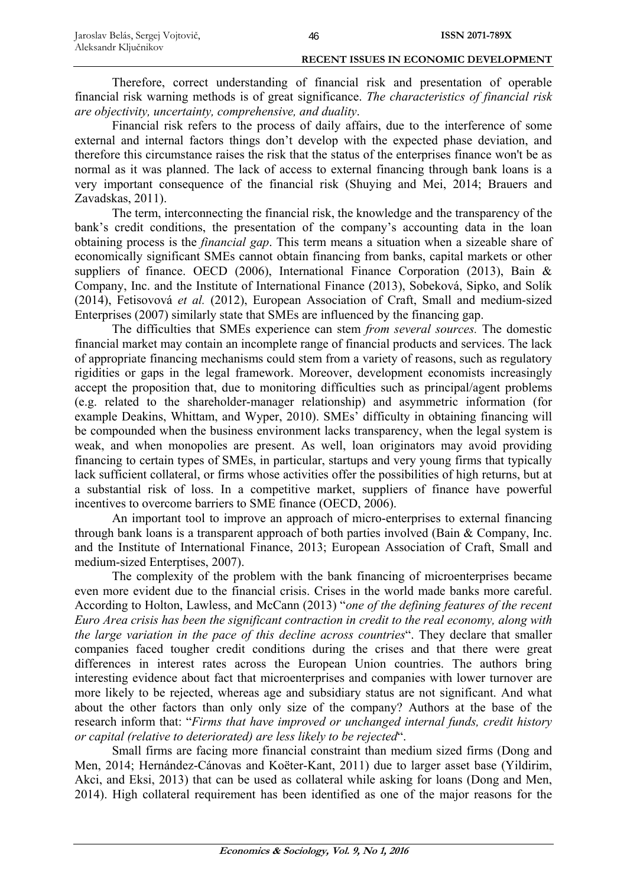Therefore, correct understanding of financial risk and presentation of operable financial risk warning methods is of great significance. *The characteristics of financial risk are objectivity, uncertainty, comprehensive, and duality*.

Financial risk refers to the process of daily affairs, due to the interference of some external and internal factors things don't develop with the expected phase deviation, and therefore this circumstance raises the risk that the status of the enterprises finance won't be as normal as it was planned. The lack of access to external financing through bank loans is a very important consequence of the financial risk (Shuying and Mei, 2014; Brauers and Zavadskas, 2011).

The term, interconnecting the financial risk, the knowledge and the transparency of the bank's credit conditions, the presentation of the company's accounting data in the loan obtaining process is the *financial gap*. This term means a situation when a sizeable share of economically significant SMEs cannot obtain financing from banks, capital markets or other suppliers of finance. OECD (2006), International Finance Corporation (2013), Bain & Company, Inc. and the Institute of International Finance (2013), Sobeková, Sipko, and Solík (2014), Fetisovová *et al.* (2012), European Association of Craft, Small and medium-sized Enterprises (2007) similarly state that SMEs are influenced by the financing gap.

The difficulties that SMEs experience can stem *from several sources.* The domestic financial market may contain an incomplete range of financial products and services. The lack of appropriate financing mechanisms could stem from a variety of reasons, such as regulatory rigidities or gaps in the legal framework. Moreover, development economists increasingly accept the proposition that, due to monitoring difficulties such as principal/agent problems (e.g. related to the shareholder-manager relationship) and asymmetric information (for example Deakins, Whittam, and Wyper, 2010). SMEs' difficulty in obtaining financing will be compounded when the business environment lacks transparency, when the legal system is weak, and when monopolies are present. As well, loan originators may avoid providing financing to certain types of SMEs, in particular, startups and very young firms that typically lack sufficient collateral, or firms whose activities offer the possibilities of high returns, but at a substantial risk of loss. In a competitive market, suppliers of finance have powerful incentives to overcome barriers to SME finance (OECD, 2006).

An important tool to improve an approach of micro-enterprises to external financing through bank loans is a transparent approach of both parties involved (Bain & Company, Inc. and the Institute of International Finance, 2013; European Association of Craft, Small and medium-sized Enterptises, 2007).

The complexity of the problem with the bank financing of microenterprises became even more evident due to the financial crisis. Crises in the world made banks more careful. According to Holton, Lawless, and McCann (2013) "*one of the defining features of the recent Euro Area crisis has been the significant contraction in credit to the real economy, along with the large variation in the pace of this decline across countries*". They declare that smaller companies faced tougher credit conditions during the crises and that there were great differences in interest rates across the European Union countries. The authors bring interesting evidence about fact that microenterprises and companies with lower turnover are more likely to be rejected, whereas age and subsidiary status are not significant. And what about the other factors than only only size of the company? Authors at the base of the research inform that: "*Firms that have improved or unchanged internal funds, credit history or capital (relative to deteriorated) are less likely to be rejected*".

Small firms are facing more financial constraint than medium sized firms (Dong and Men, 2014; Hernández-Cánovas and Koëter-Kant, 2011) due to larger asset base (Yildirim, Akci, and Eksi, 2013) that can be used as collateral while asking for loans (Dong and Men, 2014). High collateral requirement has been identified as one of the major reasons for the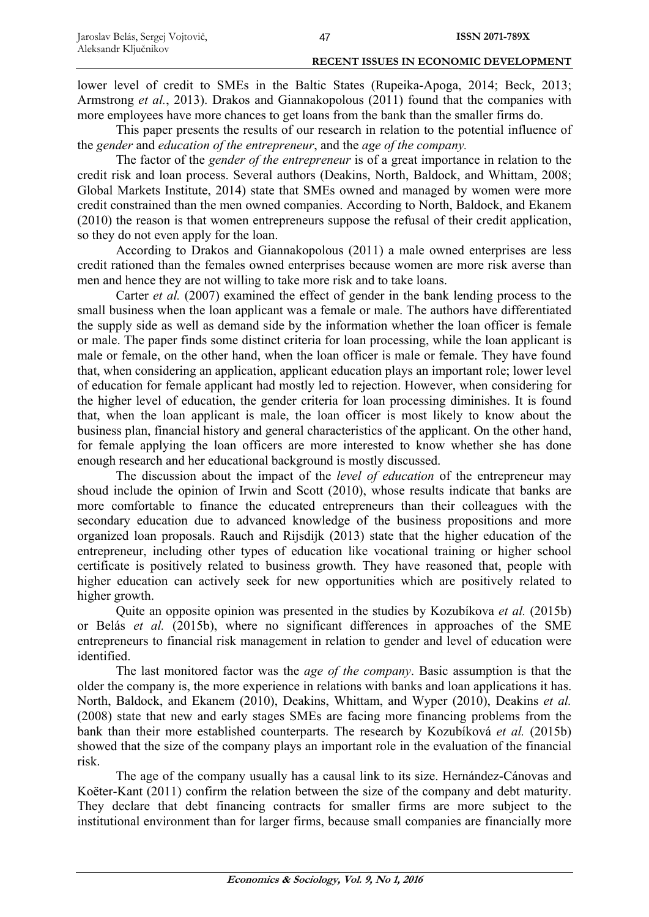lower level of credit to SMEs in the Baltic States (Rupeika-Apoga, 2014; Beck, 2013; Armstrong *et al.*, 2013). Drakos and Giannakopolous (2011) found that the companies with more employees have more chances to get loans from the bank than the smaller firms do.

This paper presents the results of our research in relation to the potential influence of the *gender* and *education of the entrepreneur*, and the *age of the company.*

The factor of the *gender of the entrepreneur* is of a great importance in relation to the credit risk and loan process. Several authors (Deakins, North, Baldock, and Whittam, 2008; Global Markets Institute, 2014) state that SMEs owned and managed by women were more credit constrained than the men owned companies. According to North, Baldock, and Ekanem (2010) the reason is that women entrepreneurs suppose the refusal of their credit application, so they do not even apply for the loan.

According to Drakos and Giannakopolous (2011) a male owned enterprises are less credit rationed than the females owned enterprises because women are more risk averse than men and hence they are not willing to take more risk and to take loans.

Carter *et al.* (2007) examined the effect of gender in the bank lending process to the small business when the loan applicant was a female or male. The authors have differentiated the supply side as well as demand side by the information whether the loan officer is female or male. The paper finds some distinct criteria for loan processing, while the loan applicant is male or female, on the other hand, when the loan officer is male or female. They have found that, when considering an application, applicant education plays an important role; lower level of education for female applicant had mostly led to rejection. However, when considering for the higher level of education, the gender criteria for loan processing diminishes. It is found that, when the loan applicant is male, the loan officer is most likely to know about the business plan, financial history and general characteristics of the applicant. On the other hand, for female applying the loan officers are more interested to know whether she has done enough research and her educational background is mostly discussed.

The discussion about the impact of the *level of education* of the entrepreneur may shoud include the opinion of Irwin and Scott (2010), whose results indicate that banks are more comfortable to finance the educated entrepreneurs than their colleagues with the secondary education due to advanced knowledge of the business propositions and more organized loan proposals. Rauch and Rijsdijk (2013) state that the higher education of the entrepreneur, including other types of education like vocational training or higher school certificate is positively related to business growth. They have reasoned that, people with higher education can actively seek for new opportunities which are positively related to higher growth.

Quite an opposite opinion was presented in the studies by Kozubíkova *et al.* (2015b) or Belás *et al.* (2015b), where no significant differences in approaches of the SME entrepreneurs to financial risk management in relation to gender and level of education were identified.

The last monitored factor was the *age of the company*. Basic assumption is that the older the company is, the more experience in relations with banks and loan applications it has. North, Baldock, and Ekanem (2010), Deakins, Whittam, and Wyper (2010), Deakins *et al.* (2008) state that new and early stages SMEs are facing more financing problems from the bank than their more established counterparts. The research by Kozubíková *et al.* (2015b) showed that the size of the company plays an important role in the evaluation of the financial risk.

The age of the company usually has a causal link to its size. Hernández-Cánovas and Koëter-Kant (2011) confirm the relation between the size of the company and debt maturity. They declare that debt financing contracts for smaller firms are more subject to the institutional environment than for larger firms, because small companies are financially more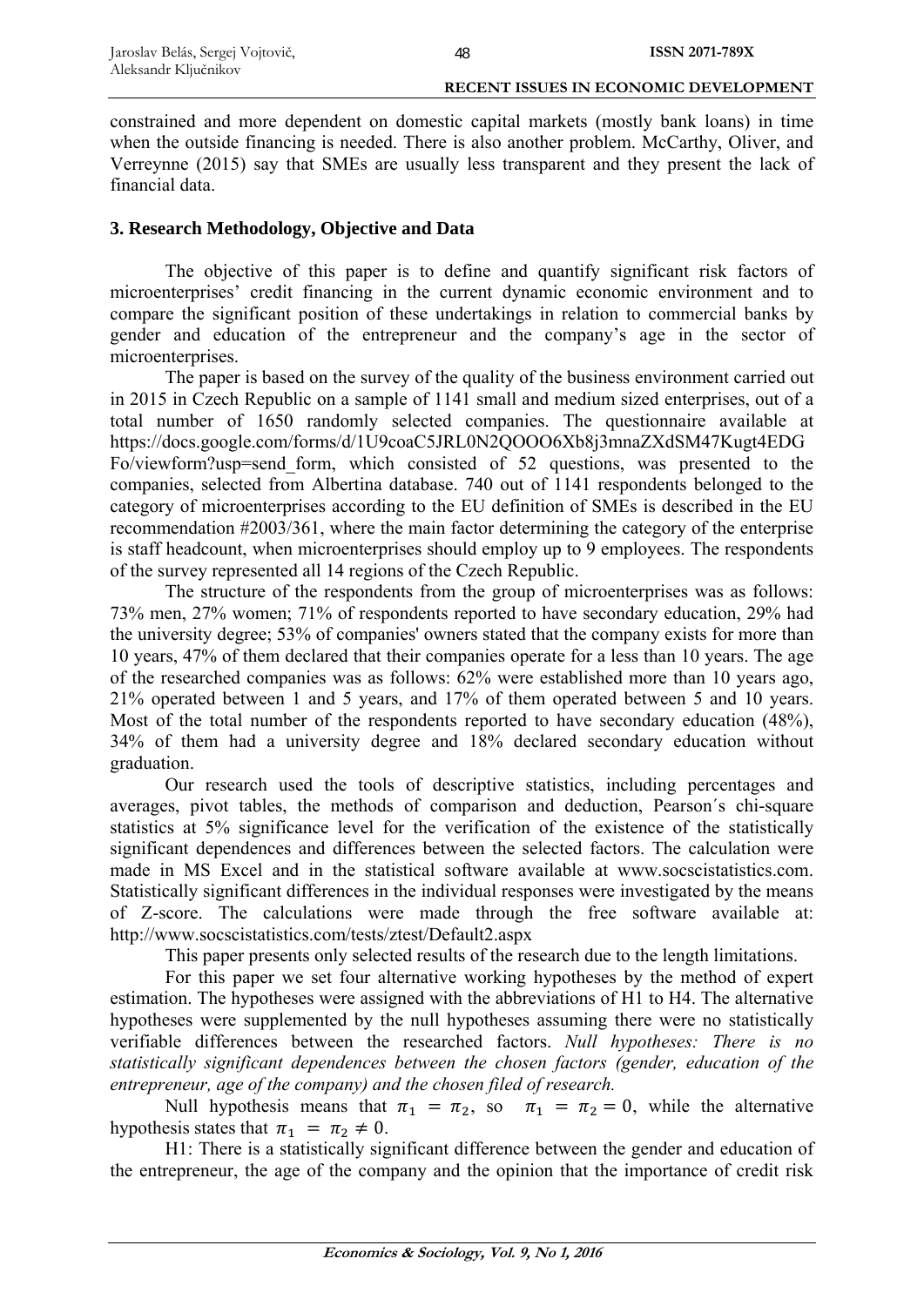constrained and more dependent on domestic capital markets (mostly bank loans) in time when the outside financing is needed. There is also another problem. McCarthy, Oliver, and Verreynne (2015) say that SMEs are usually less transparent and they present the lack of financial data.

## 3. Research Methodology, Objective and Data

The objective of this paper is to define and quantify significant risk factors of microenterprises' credit financing in the current dynamic economic environment and to compare the significant position of these undertakings in relation to commercial banks by gender and education of the entrepreneur and the company's age in the sector of microenterprises.

The paper is based on the survey of the quality of the business environment carried out in 2015 in Czech Republic on a sample of 1141 small and medium sized enterprises, out of a total number of 1650 randomly selected companies. The questionnaire available at https://docs.google.com/forms/d/1U9coaC5JRL0N2QOOO6Xb8j3mnaZXdSM47Kugt4EDGFo/viewform?usp=send_form, which consisted of 52 questions, was presented to the companies, selected from Albertina database. 740 out of 1141 respondents belonged to the category of microenterprises according to the EU definition of SMEs is described in the EU recommendation #2003/361, where the main factor determining the category of the enterprise is staff headcount, when microenterprises should employ up to 9 employees. The respondents of the survey represented all 14 regions of the Czech Republic.

The structure of the respondents from the group of microenterprises was as follows: 73% men, 27% women; 71% of respondents reported to have secondary education, 29% had the university degree; 53% of companies' owners stated that the company exists for more than 10 years, 47% of them declared that their companies operate for a less than 10 years. The age of the researched companies was as follows: 62% were established more than 10 years ago, 21% operated between 1 and 5 years, and 17% of them operated between 5 and 10 years. Most of the total number of the respondents reported to have secondary education (48%), 34% of them had a university degree and 18% declared secondary education without graduation.

Our research used the tools of descriptive statistics, including percentages and averages, pivot tables, the methods of comparison and deduction, Pearson´s chi-square statistics at 5% significance level for the verification of the existence of the statistically significant dependences and differences between the selected factors. The calculation were made in MS Excel and in the statistical software available at www.socscistatistics.com. Statistically significant differences in the individual responses were investigated by the means of Z-score. The calculations were made through the free software available at: http://www.socscistatistics.com/tests/ztest/Default2.aspx

This paper presents only selected results of the research due to the length limitations.

For this paper we set four alternative working hypotheses by the method of expert estimation. The hypotheses were assigned with the abbreviations of H1 to H4. The alternative hypotheses were supplemented by the null hypotheses assuming there were no statistically verifiable differences between the researched factors. *Null hypotheses: There is no statistically significant dependences between the chosen factors (gender, education of the entrepreneur, age of the company) and the chosen filed of research.*

Null hypothesis means that $\pi_1 = \pi_2$, so $\pi_1 = \pi_2 = 0$, while the alternative hypothesis states that $\pi_1 = \pi_2 \neq 0$.

H1: There is a statistically significant difference between the gender and education of the entrepreneur, the age of the company and the opinion that the importance of credit risk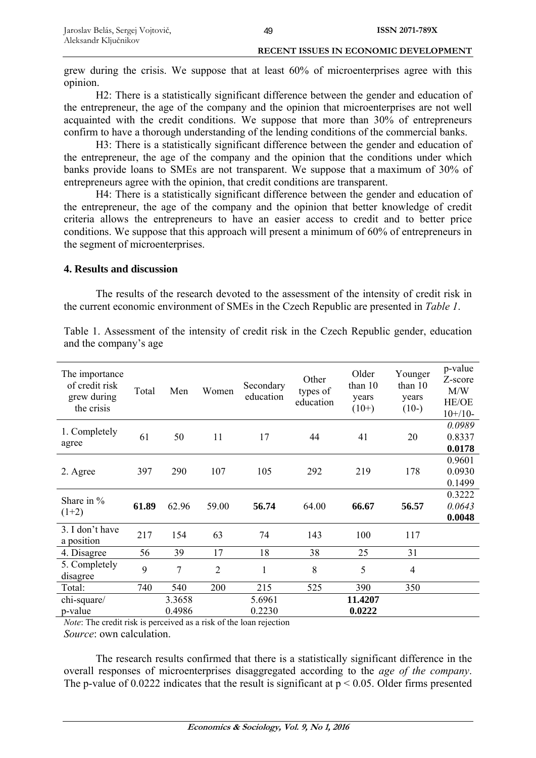grew during the crisis. We suppose that at least 60% of microenterprises agree with this opinion.

H2: There is a statistically significant difference between the gender and education of the entrepreneur, the age of the company and the opinion that microenterprises are not well acquainted with the credit conditions. We suppose that more than 30% of entrepreneurs confirm to have a thorough understanding of the lending conditions of the commercial banks.

H3: There is a statistically significant difference between the gender and education of the entrepreneur, the age of the company and the opinion that the conditions under which banks provide loans to SMEs are not transparent. We suppose that a maximum of 30% of entrepreneurs agree with the opinion, that credit conditions are transparent.

H4: There is a statistically significant difference between the gender and education of the entrepreneur, the age of the company and the opinion that better knowledge of credit criteria allows the entrepreneurs to have an easier access to credit and to better price conditions. We suppose that this approach will present a minimum of 60% of entrepreneurs in the segment of microenterprises.

## 4. Results and discussion

The results of the research devoted to the assessment of the intensity of credit risk in the current economic environment of SMEs in the Czech Republic are presented in *Table 1*.

Table 1. Assessment of the intensity of credit risk in the Czech Republic gender, education and the company's age

| The importance of credit risk grew during the crisis | Total | Men | Women | Secondary education | Other types of education | Older than 10 years (10+) | Younger than 10 years (10-) | p-value Z-score M/W HE/OE 10+/10- |
|---|---|---|---|---|---|---|---|---|
| 1. Completely agree | 61 | 50 | 11 | 17 | 44 | 41 | 20 | *0.0989* 0.8337 **0.0178** |
| 2. Agree | 397 | 290 | 107 | 105 | 292 | 219 | 178 | 0.9601 0.0930 0.1499 |
| Share in % (1+2) | **61.89** | 62.96 | 59.00 | **56.74** | 64.00 | **66.67** | **56.57** | 0.3222 *0.0643* **0.0048** |
| 3. I don't have a position | 217 | 154 | 63 | 74 | 143 | 100 | 117 | |
| 4. Disagree | 56 | 39 | 17 | 18 | 38 | 25 | 31 | |
| 5. Completely disagree | 9 | 7 | 2 | 1 | 8 | 5 | 4 | |
| Total: | 740 | 540 | 200 | 215 | 525 | 390 | 350 | |
| chi-square/ p-value | | 3.3658 0.4986 | | 5.6961 0.2230 | | **11.4207** **0.0222** | | |

*Note*: The credit risk is perceived as a risk of the loan rejection

*Source*: own calculation.

The research results confirmed that there is a statistically significant difference in the overall responses of microenterprises disaggregated according to the *age of the company*. The p-value of 0.0222 indicates that the result is significant at $p < 0.05$. Older firms presented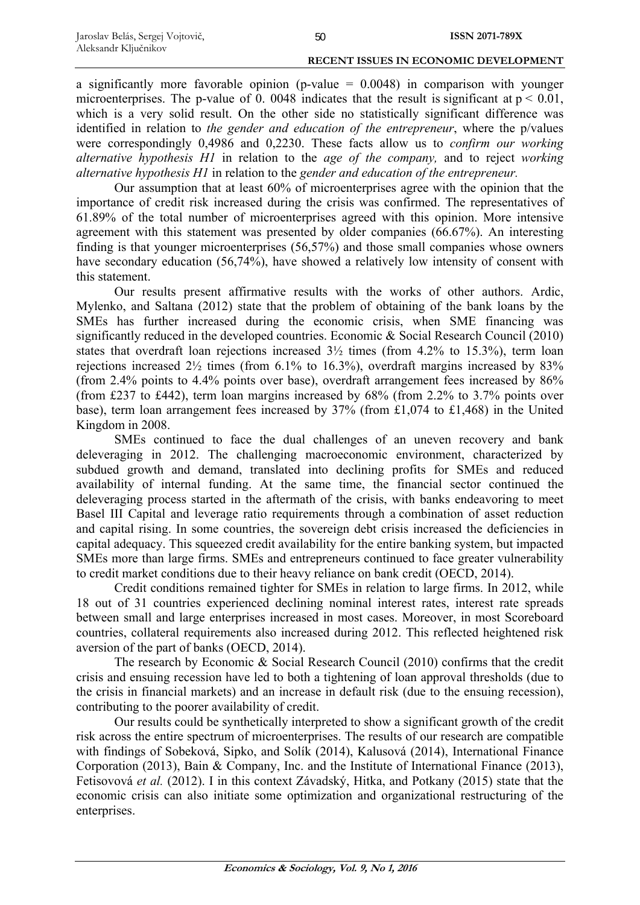a significantly more favorable opinion (p-value = 0.0048) in comparison with younger microenterprises. The p-value of 0. 0048 indicates that the result is significant at $p < 0.01$, which is a very solid result. On the other side no statistically significant difference was identified in relation to *the gender and education of the entrepreneur*, where the p/values were correspondingly 0,4986 and 0,2230. These facts allow us to *confirm our working alternative hypothesis H1* in relation to the *age of the company,* and to reject *working alternative hypothesis H1* in relation to the *gender and education of the entrepreneur.*

Our assumption that at least 60% of microenterprises agree with the opinion that the importance of credit risk increased during the crisis was confirmed. The representatives of 61.89% of the total number of microenterprises agreed with this opinion. More intensive agreement with this statement was presented by older companies (66.67%). An interesting finding is that younger microenterprises (56,57%) and those small companies whose owners have secondary education (56,74%), have showed a relatively low intensity of consent with this statement.

Our results present affirmative results with the works of other authors. Ardic, Mylenko, and Saltana (2012) state that the problem of obtaining of the bank loans by the SMEs has further increased during the economic crisis, when SME financing was significantly reduced in the developed countries. Economic & Social Research Council (2010) states that overdraft loan rejections increased 3½ times (from 4.2% to 15.3%), term loan rejections increased 2½ times (from 6.1% to 16.3%), overdraft margins increased by 83% (from 2.4% points to 4.4% points over base), overdraft arrangement fees increased by 86% (from £237 to £442), term loan margins increased by 68% (from 2.2% to 3.7% points over base), term loan arrangement fees increased by 37% (from £1,074 to £1,468) in the United Kingdom in 2008.

SMEs continued to face the dual challenges of an uneven recovery and bank deleveraging in 2012. The challenging macroeconomic environment, characterized by subdued growth and demand, translated into declining profits for SMEs and reduced availability of internal funding. At the same time, the financial sector continued the deleveraging process started in the aftermath of the crisis, with banks endeavoring to meet Basel III Capital and leverage ratio requirements through a combination of asset reduction and capital rising. In some countries, the sovereign debt crisis increased the deficiencies in capital adequacy. This squeezed credit availability for the entire banking system, but impacted SMEs more than large firms. SMEs and entrepreneurs continued to face greater vulnerability to credit market conditions due to their heavy reliance on bank credit (OECD, 2014).

Credit conditions remained tighter for SMEs in relation to large firms. In 2012, while 18 out of 31 countries experienced declining nominal interest rates, interest rate spreads between small and large enterprises increased in most cases. Moreover, in most Scoreboard countries, collateral requirements also increased during 2012. This reflected heightened risk aversion of the part of banks (OECD, 2014).

The research by Economic & Social Research Council (2010) confirms that the credit crisis and ensuing recession have led to both a tightening of loan approval thresholds (due to the crisis in financial markets) and an increase in default risk (due to the ensuing recession), contributing to the poorer availability of credit.

Our results could be synthetically interpreted to show a significant growth of the credit risk across the entire spectrum of microenterprises. The results of our research are compatible with findings of Sobeková, Sipko, and Solík (2014), Kalusová (2014), International Finance Corporation (2013), Bain & Company, Inc. and the Institute of International Finance (2013), Fetisovová *et al.* (2012). I in this context Závadský, Hitka, and Potkany (2015) state that the economic crisis can also initiate some optimization and organizational restructuring of the enterprises.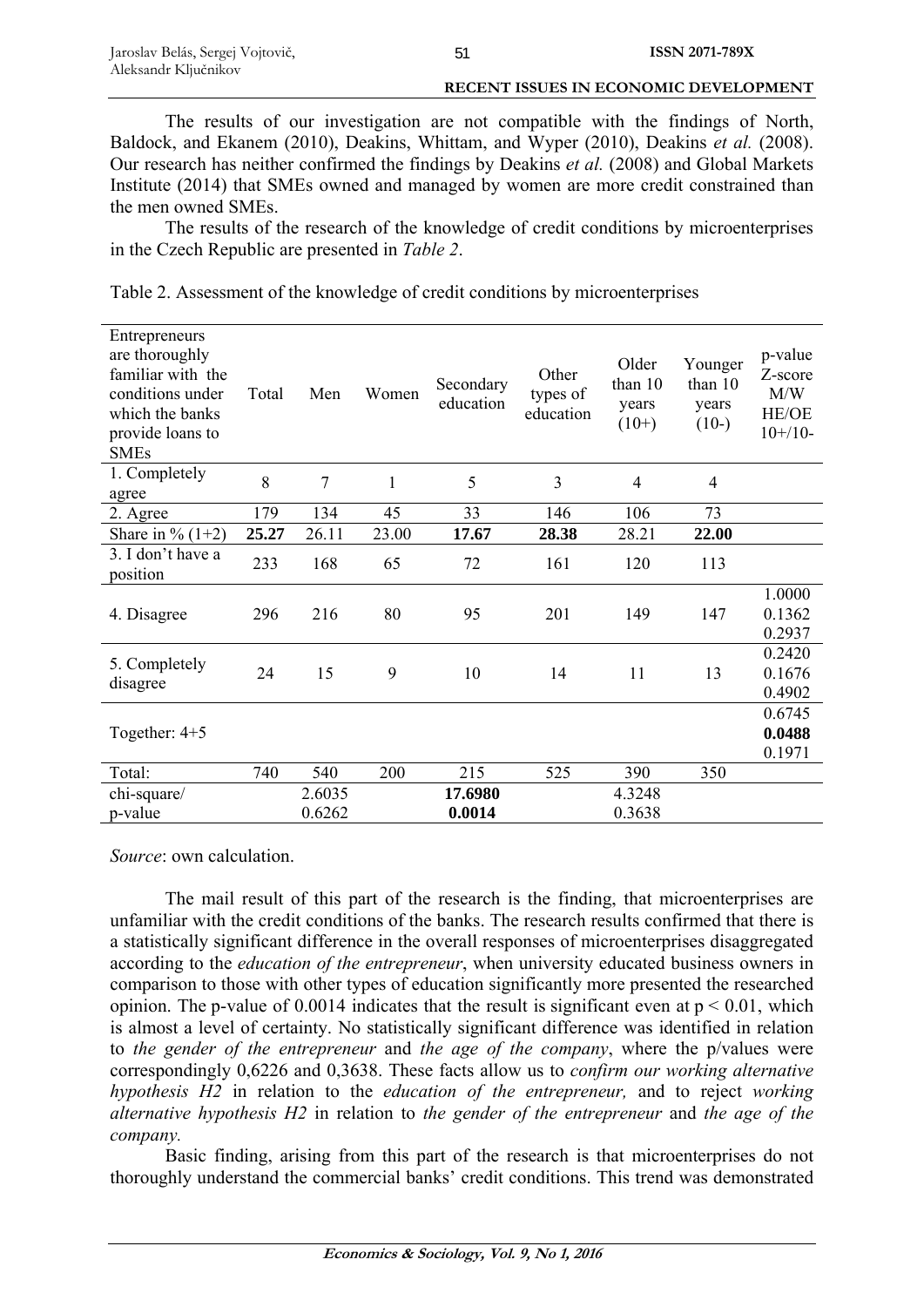The results of our investigation are not compatible with the findings of North, Baldock, and Ekanem (2010), Deakins, Whittam, and Wyper (2010), Deakins *et al.* (2008). Our research has neither confirmed the findings by Deakins *et al.* (2008) and Global Markets Institute (2014) that SMEs owned and managed by women are more credit constrained than the men owned SMEs.

The results of the research of the knowledge of credit conditions by microenterprises in the Czech Republic are presented in *Table 2*.

Table 2. Assessment of the knowledge of credit conditions by microenterprises

| Entrepreneurs are thoroughly familiar with the conditions under which the banks provide loans to SMEs | Total | Men | Women | Secondary education | Other types of education | Older than 10 years (10+) | Younger than 10 years (10-) | p-value Z-score M/W HE/OE 10+/10- |
|---|---|---|---|---|---|---|---|---|
| 1. Completely agree | 8 | 7 | 1 | 5 | 3 | 4 | 4 | |
| 2. Agree | 179 | 134 | 45 | 33 | 146 | 106 | 73 | |
| Share in % (1+2) | **25.27** | 26.11 | 23.00 | **17.67** | **28.38** | 28.21 | **22.00** | |
| 3. I don't have a position | 233 | 168 | 65 | 72 | 161 | 120 | 113 | |
| 4. Disagree | 296 | 216 | 80 | 95 | 201 | 149 | 147 | 1.0000<br>0.1362<br>0.2937 |
| 5. Completely disagree | 24 | 15 | 9 | 10 | 14 | 11 | 13 | 0.2420<br>0.1676<br>0.4902 |
| Together: 4+5 | | | | | | | | 0.6745<br>**0.0488**<br>0.1971 |
| Total: | 740 | 540 | 200 | 215 | 525 | 390 | 350 | |
| chi-square/<br>p-value | | 2.6035<br>0.6262 | | **17.6980**<br>**0.0014** | | 4.3248<br>0.3638 | | |

*Source*: own calculation.

The mail result of this part of the research is the finding, that microenterprises are unfamiliar with the credit conditions of the banks. The research results confirmed that there is a statistically significant difference in the overall responses of microenterprises disaggregated according to the *education of the entrepreneur*, when university educated business owners in comparison to those with other types of education significantly more presented the researched opinion. The p-value of 0.0014 indicates that the result is significant even at $p < 0.01$, which is almost a level of certainty. No statistically significant difference was identified in relation to *the gender of the entrepreneur* and *the age of the company*, where the p/values were correspondingly 0,6226 and 0,3638. These facts allow us to *confirm our working alternative hypothesis H2* in relation to the *education of the entrepreneur,* and to reject *working alternative hypothesis H2* in relation to *the gender of the entrepreneur* and *the age of the company.*

Basic finding, arising from this part of the research is that microenterprises do not thoroughly understand the commercial banks' credit conditions. This trend was demonstrated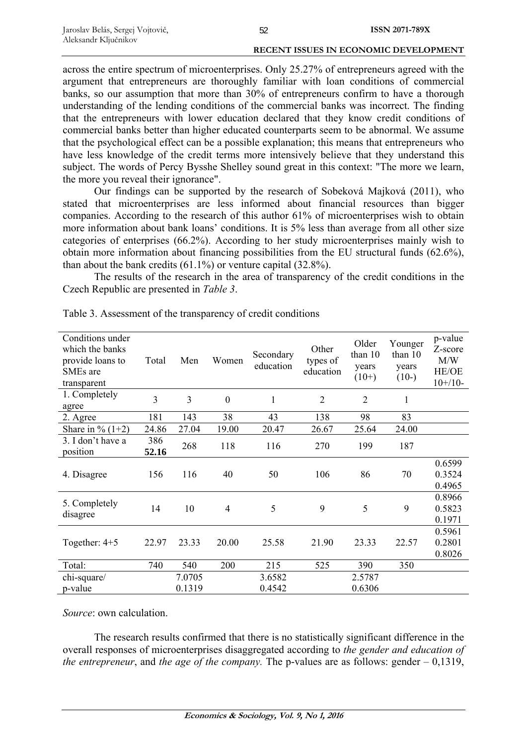across the entire spectrum of microenterprises. Only 25.27% of entrepreneurs agreed with the argument that entrepreneurs are thoroughly familiar with loan conditions of commercial banks, so our assumption that more than 30% of entrepreneurs confirm to have a thorough understanding of the lending conditions of the commercial banks was incorrect. The finding that the entrepreneurs with lower education declared that they know credit conditions of commercial banks better than higher educated counterparts seem to be abnormal. We assume that the psychological effect can be a possible explanation; this means that entrepreneurs who have less knowledge of the credit terms more intensively believe that they understand this subject. The words of Percy Bysshe Shelley sound great in this context: "The more we learn, the more you reveal their ignorance".

Our findings can be supported by the research of Sobeková Majková (2011), who stated that microenterprises are less informed about financial resources than bigger companies. According to the research of this author 61% of microenterprises wish to obtain more information about bank loans' conditions. It is 5% less than average from all other size categories of enterprises (66.2%). According to her study microenterprises mainly wish to obtain more information about financing possibilities from the EU structural funds (62.6%), than about the bank credits (61.1%) or venture capital (32.8%).

The results of the research in the area of transparency of the credit conditions in the Czech Republic are presented in *Table 3*.

Table 3. Assessment of the transparency of credit conditions

| Conditions under which the banks provide loans to SMEs are transparent | Total | Men | Women | Secondary education | Other types of education | Older than 10 years (10+) | Younger than 10 years (10-) | p-value Z-score M/W HE/OE 10+/10- |
|---|---|---|---|---|---|---|---|---|
| 1. Completely agree | 3 | 3 | 0 | 1 | 2 | 2 | 1 | |
| 2. Agree | 181 | 143 | 38 | 43 | 138 | 98 | 83 | |
| Share in % (1+2) | 24.86 | 27.04 | 19.00 | 20.47 | 26.67 | 25.64 | 24.00 | |
| 3. I don't have a position | 386 **52.16** | 268 | 118 | 116 | 270 | 199 | 187 | |
| 4. Disagree | 156 | 116 | 40 | 50 | 106 | 86 | 70 | 0.6599 0.3524 0.4965 |
| 5. Completely disagree | 14 | 10 | 4 | 5 | 9 | 5 | 9 | 0.8966 0.5823 0.1971 |
| Together: 4+5 | 22.97 | 23.33 | 20.00 | 25.58 | 21.90 | 23.33 | 22.57 | 0.5961 0.2801 0.8026 |
| Total: | 740 | 540 | 200 | 215 | 525 | 390 | 350 | |
| chi-square/ p-value | | 7.0705 0.1319 | | 3.6582 0.4542 | | 2.5787 0.6306 | | |

*Source*: own calculation.

The research results confirmed that there is no statistically significant difference in the overall responses of microenterprises disaggregated according to *the gender and education of the entrepreneur*, and *the age of the company.* The p-values are as follows: gender – 0,1319,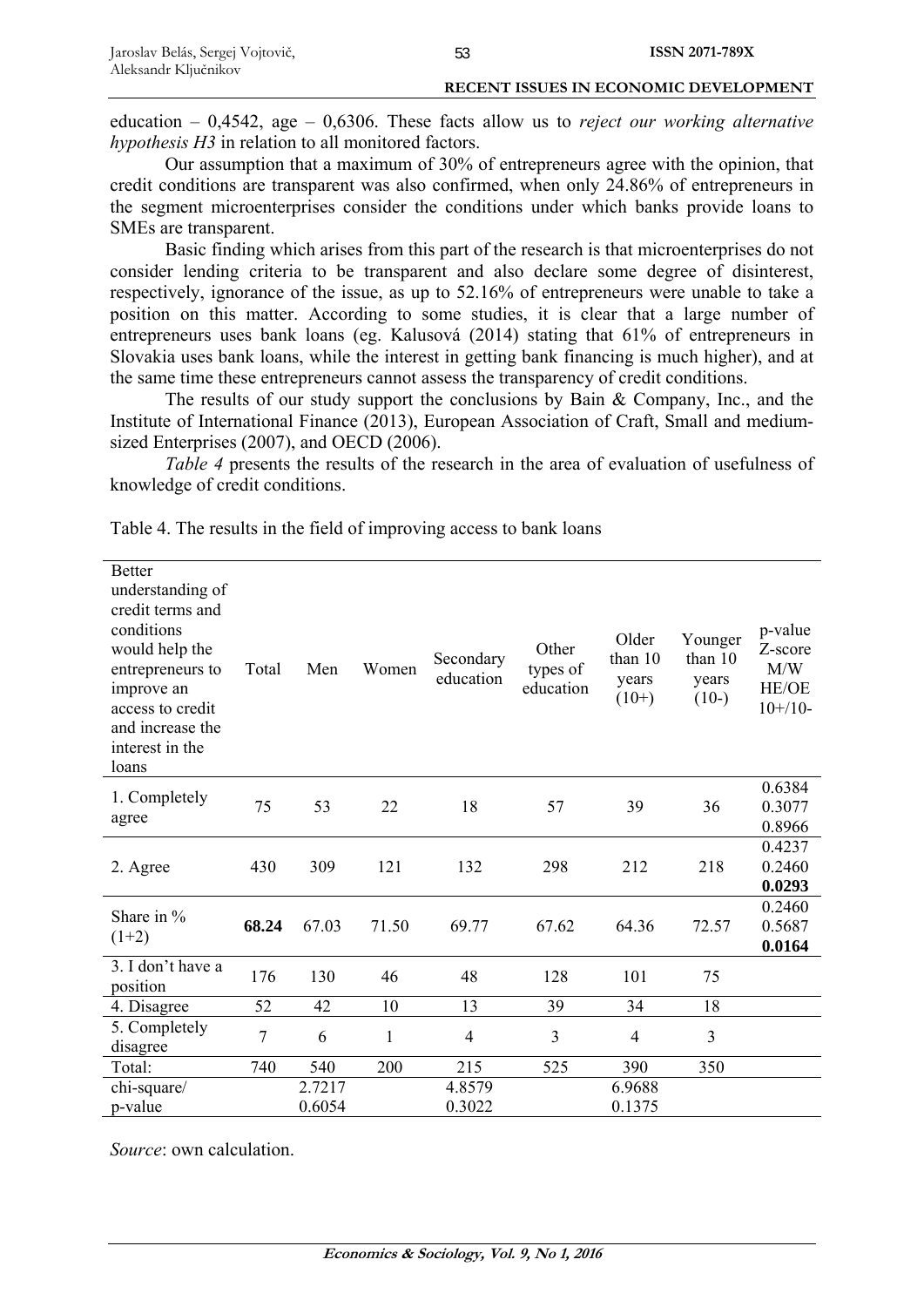education – 0,4542, age – 0,6306. These facts allow us to *reject our working alternative hypothesis H3* in relation to all monitored factors.

Our assumption that a maximum of 30% of entrepreneurs agree with the opinion, that credit conditions are transparent was also confirmed, when only 24.86% of entrepreneurs in the segment microenterprises consider the conditions under which banks provide loans to SMEs are transparent.

Basic finding which arises from this part of the research is that microenterprises do not consider lending criteria to be transparent and also declare some degree of disinterest, respectively, ignorance of the issue, as up to 52.16% of entrepreneurs were unable to take a position on this matter. According to some studies, it is clear that a large number of entrepreneurs uses bank loans (eg. Kalusová (2014) stating that 61% of entrepreneurs in Slovakia uses bank loans, while the interest in getting bank financing is much higher), and at the same time these entrepreneurs cannot assess the transparency of credit conditions.

The results of our study support the conclusions by Bain & Company, Inc., and the Institute of International Finance (2013), European Association of Craft, Small and medium-sized Enterprises (2007), and OECD (2006).

*Table 4* presents the results of the research in the area of evaluation of usefulness of knowledge of credit conditions.

Table 4. The results in the field of improving access to bank loans

| Better understanding of credit terms and conditions would help the entrepreneurs to improve an access to credit and increase the interest in the loans | Total | Men | Women | Secondary education | Other types of education | Older than 10 years (10+) | Younger than 10 years (10-) | p-value Z-score M/W HE/OE 10+/10- |
|---|---|---|---|---|---|---|---|---|
| 1. Completely agree | 75 | 53 | 22 | 18 | 57 | 39 | 36 | 0.6384<br>0.3077<br>0.8966 |
| 2. Agree | 430 | 309 | 121 | 132 | 298 | 212 | 218 | 0.4237<br>0.2460<br>**0.0293** |
| Share in % (1+2) | **68.24** | 67.03 | 71.50 | 69.77 | 67.62 | 64.36 | 72.57 | 0.2460<br>0.5687<br>**0.0164** |
| 3. I don't have a position | 176 | 130 | 46 | 48 | 128 | 101 | 75 | |
| 4. Disagree | 52 | 42 | 10 | 13 | 39 | 34 | 18 | |
| 5. Completely disagree | 7 | 6 | 1 | 4 | 3 | 4 | 3 | |
| Total: | 740 | 540 | 200 | 215 | 525 | 390 | 350 | |
| chi-square/<br>p-value | | 2.7217<br>0.6054 | | 4.8579<br>0.3022 | | 6.9688<br>0.1375 | | |

*Source*: own calculation.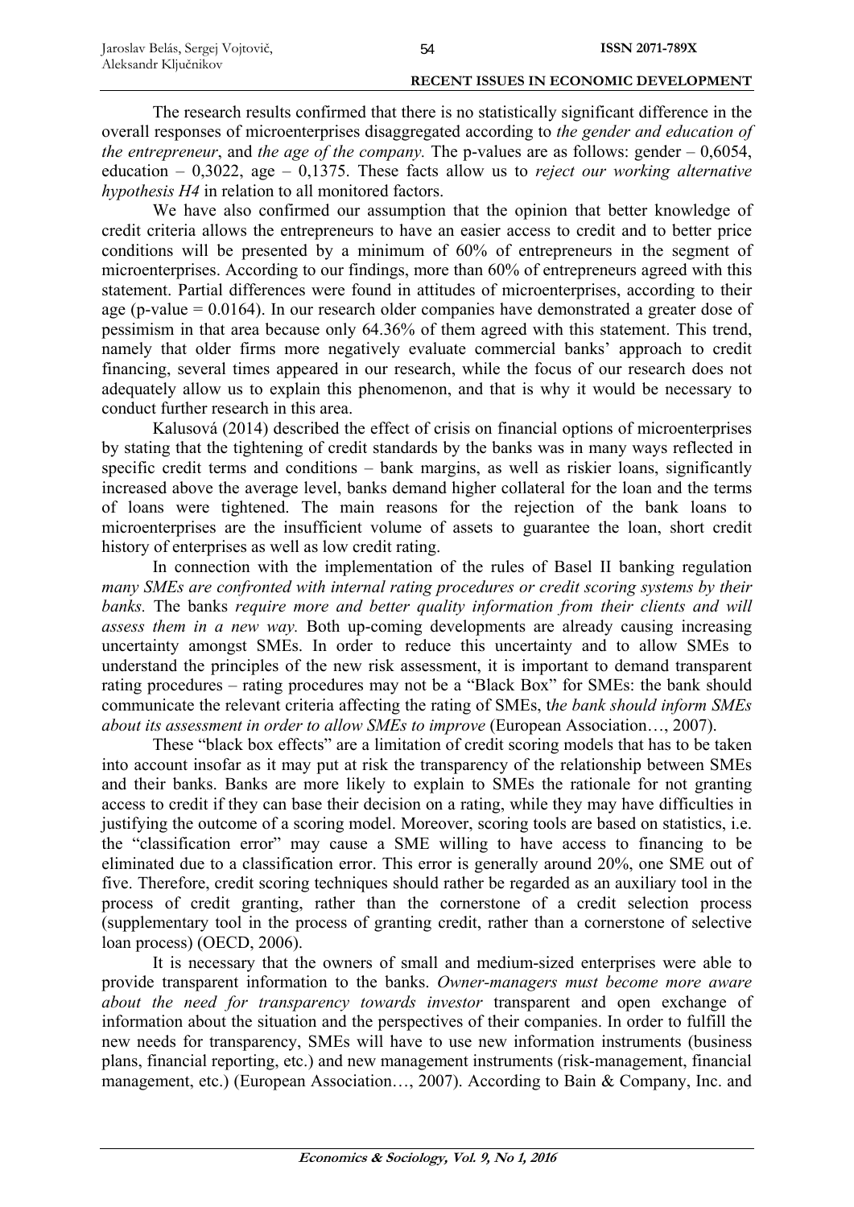The research results confirmed that there is no statistically significant difference in the overall responses of microenterprises disaggregated according to *the gender and education of the entrepreneur*, and *the age of the company.* The p-values are as follows: gender – 0,6054, education – 0,3022, age – 0,1375. These facts allow us to *reject our working alternative hypothesis H4* in relation to all monitored factors.

We have also confirmed our assumption that the opinion that better knowledge of credit criteria allows the entrepreneurs to have an easier access to credit and to better price conditions will be presented by a minimum of 60% of entrepreneurs in the segment of microenterprises. According to our findings, more than 60% of entrepreneurs agreed with this statement. Partial differences were found in attitudes of microenterprises, according to their age (p-value = 0.0164). In our research older companies have demonstrated a greater dose of pessimism in that area because only 64.36% of them agreed with this statement. This trend, namely that older firms more negatively evaluate commercial banks' approach to credit financing, several times appeared in our research, while the focus of our research does not adequately allow us to explain this phenomenon, and that is why it would be necessary to conduct further research in this area.

Kalusová (2014) described the effect of crisis on financial options of microenterprises by stating that the tightening of credit standards by the banks was in many ways reflected in specific credit terms and conditions – bank margins, as well as riskier loans, significantly increased above the average level, banks demand higher collateral for the loan and the terms of loans were tightened. The main reasons for the rejection of the bank loans to microenterprises are the insufficient volume of assets to guarantee the loan, short credit history of enterprises as well as low credit rating.

In connection with the implementation of the rules of Basel II banking regulation *many SMEs are confronted with internal rating procedures or credit scoring systems by their banks.* The banks *require more and better quality information from their clients and will assess them in a new way.* Both up-coming developments are already causing increasing uncertainty amongst SMEs. In order to reduce this uncertainty and to allow SMEs to understand the principles of the new risk assessment, it is important to demand transparent rating procedures – rating procedures may not be a "Black Box" for SMEs: the bank should communicate the relevant criteria affecting the rating of SMEs, t*he bank should inform SMEs about its assessment in order to allow SMEs to improve* (European Association…, 2007).

These "black box effects" are a limitation of credit scoring models that has to be taken into account insofar as it may put at risk the transparency of the relationship between SMEs and their banks. Banks are more likely to explain to SMEs the rationale for not granting access to credit if they can base their decision on a rating, while they may have difficulties in justifying the outcome of a scoring model. Moreover, scoring tools are based on statistics, i.e. the "classification error" may cause a SME willing to have access to financing to be eliminated due to a classification error. This error is generally around 20%, one SME out of five. Therefore, credit scoring techniques should rather be regarded as an auxiliary tool in the process of credit granting, rather than the cornerstone of a credit selection process (supplementary tool in the process of granting credit, rather than a cornerstone of selective loan process) (OECD, 2006).

It is necessary that the owners of small and medium-sized enterprises were able to provide transparent information to the banks. *Owner-managers must become more aware about the need for transparency towards investor* transparent and open exchange of information about the situation and the perspectives of their companies. In order to fulfill the new needs for transparency, SMEs will have to use new information instruments (business plans, financial reporting, etc.) and new management instruments (risk-management, financial management, etc.) (European Association…, 2007). According to Bain & Company, Inc. and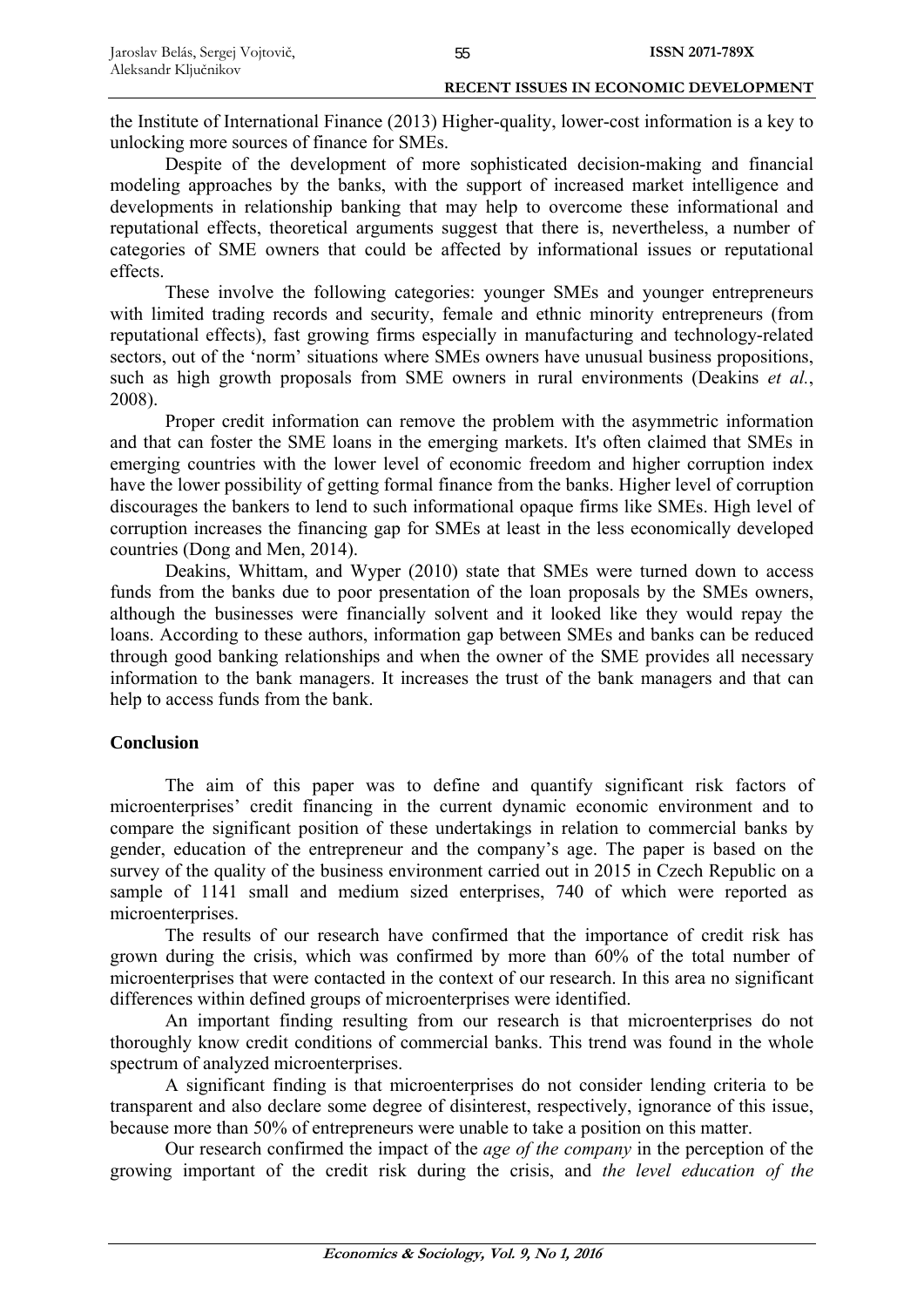the Institute of International Finance (2013) Higher-quality, lower-cost information is a key to unlocking more sources of finance for SMEs.

Despite of the development of more sophisticated decision-making and financial modeling approaches by the banks, with the support of increased market intelligence and developments in relationship banking that may help to overcome these informational and reputational effects, theoretical arguments suggest that there is, nevertheless, a number of categories of SME owners that could be affected by informational issues or reputational effects.

These involve the following categories: younger SMEs and younger entrepreneurs with limited trading records and security, female and ethnic minority entrepreneurs (from reputational effects), fast growing firms especially in manufacturing and technology-related sectors, out of the 'norm' situations where SMEs owners have unusual business propositions, such as high growth proposals from SME owners in rural environments (Deakins *et al.*, 2008).

Proper credit information can remove the problem with the asymmetric information and that can foster the SME loans in the emerging markets. It's often claimed that SMEs in emerging countries with the lower level of economic freedom and higher corruption index have the lower possibility of getting formal finance from the banks. Higher level of corruption discourages the bankers to lend to such informational opaque firms like SMEs. High level of corruption increases the financing gap for SMEs at least in the less economically developed countries (Dong and Men, 2014).

Deakins, Whittam, and Wyper (2010) state that SMEs were turned down to access funds from the banks due to poor presentation of the loan proposals by the SMEs owners, although the businesses were financially solvent and it looked like they would repay the loans. According to these authors, information gap between SMEs and banks can be reduced through good banking relationships and when the owner of the SME provides all necessary information to the bank managers. It increases the trust of the bank managers and that can help to access funds from the bank.

## Conclusion

The aim of this paper was to define and quantify significant risk factors of microenterprises' credit financing in the current dynamic economic environment and to compare the significant position of these undertakings in relation to commercial banks by gender, education of the entrepreneur and the company's age. The paper is based on the survey of the quality of the business environment carried out in 2015 in Czech Republic on a sample of 1141 small and medium sized enterprises, 740 of which were reported as microenterprises.

The results of our research have confirmed that the importance of credit risk has grown during the crisis, which was confirmed by more than 60% of the total number of microenterprises that were contacted in the context of our research. In this area no significant differences within defined groups of microenterprises were identified.

An important finding resulting from our research is that microenterprises do not thoroughly know credit conditions of commercial banks. This trend was found in the whole spectrum of analyzed microenterprises.

A significant finding is that microenterprises do not consider lending criteria to be transparent and also declare some degree of disinterest, respectively, ignorance of this issue, because more than 50% of entrepreneurs were unable to take a position on this matter.

Our research confirmed the impact of the *age of the company* in the perception of the growing important of the credit risk during the crisis, and *the level education of the*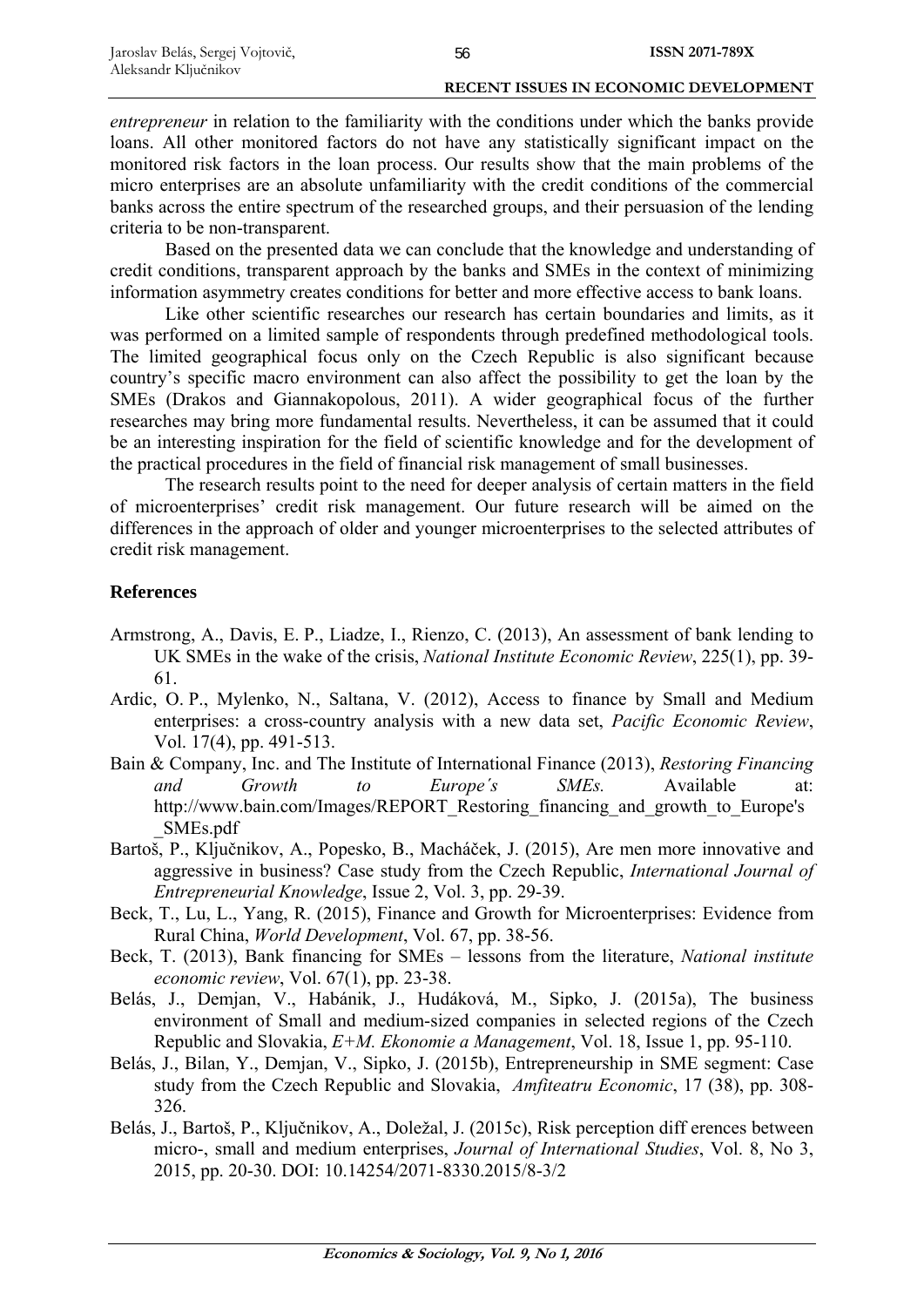*entrepreneur* in relation to the familiarity with the conditions under which the banks provide loans. All other monitored factors do not have any statistically significant impact on the monitored risk factors in the loan process. Our results show that the main problems of the micro enterprises are an absolute unfamiliarity with the credit conditions of the commercial banks across the entire spectrum of the researched groups, and their persuasion of the lending criteria to be non-transparent.

Based on the presented data we can conclude that the knowledge and understanding of credit conditions, transparent approach by the banks and SMEs in the context of minimizing information asymmetry creates conditions for better and more effective access to bank loans.

Like other scientific researches our research has certain boundaries and limits, as it was performed on a limited sample of respondents through predefined methodological tools. The limited geographical focus only on the Czech Republic is also significant because country's specific macro environment can also affect the possibility to get the loan by the SMEs (Drakos and Giannakopolous, 2011). A wider geographical focus of the further researches may bring more fundamental results. Nevertheless, it can be assumed that it could be an interesting inspiration for the field of scientific knowledge and for the development of the practical procedures in the field of financial risk management of small businesses.

The research results point to the need for deeper analysis of certain matters in the field of microenterprises' credit risk management. Our future research will be aimed on the differences in the approach of older and younger microenterprises to the selected attributes of credit risk management.

## References

Armstrong, A., Davis, E. P., Liadze, I., Rienzo, C. (2013), An assessment of bank lending to UK SMEs in the wake of the crisis, *National Institute Economic Review*, 225(1), pp. 39-61.

Ardic, O. P., Mylenko, N., Saltana, V. (2012), Access to finance by Small and Medium enterprises: a cross-country analysis with a new data set, *Pacific Economic Review*, Vol. 17(4), pp. 491-513.

Bain & Company, Inc. and The Institute of International Finance (2013), *Restoring Financing and Growth to Europe´s SMEs.* Available at: http://www.bain.com/Images/REPORT_Restoring_financing_and_growth_to_Europe's_SMEs.pdf

Bartoš, P., Ključnikov, A., Popesko, B., Macháček, J. (2015), Are men more innovative and aggressive in business? Case study from the Czech Republic, *International Journal of Entrepreneurial Knowledge*, Issue 2, Vol. 3, pp. 29-39.

Beck, T., Lu, L., Yang, R. (2015), Finance and Growth for Microenterprises: Evidence from Rural China, *World Development*, Vol. 67, pp. 38-56.

Beck, T. (2013), Bank financing for SMEs – lessons from the literature, *National institute economic review*, Vol. 67(1), pp. 23-38.

Belás, J., Demjan, V., Habánik, J., Hudáková, M., Sipko, J. (2015a), The business environment of Small and medium-sized companies in selected regions of the Czech Republic and Slovakia, *E+M. Ekonomie a Management*, Vol. 18, Issue 1, pp. 95-110.

Belás, J., Bilan, Y., Demjan, V., Sipko, J. (2015b), Entrepreneurship in SME segment: Case study from the Czech Republic and Slovakia, *Amfiteatru Economic*, 17 (38), pp. 308-326.

Belás, J., Bartoš, P., Ključnikov, A., Doležal, J. (2015c), Risk perception diff erences between micro-, small and medium enterprises, *Journal of International Studies*, Vol. 8, No 3, 2015, pp. 20-30. DOI: 10.14254/2071-8330.2015/8-3/2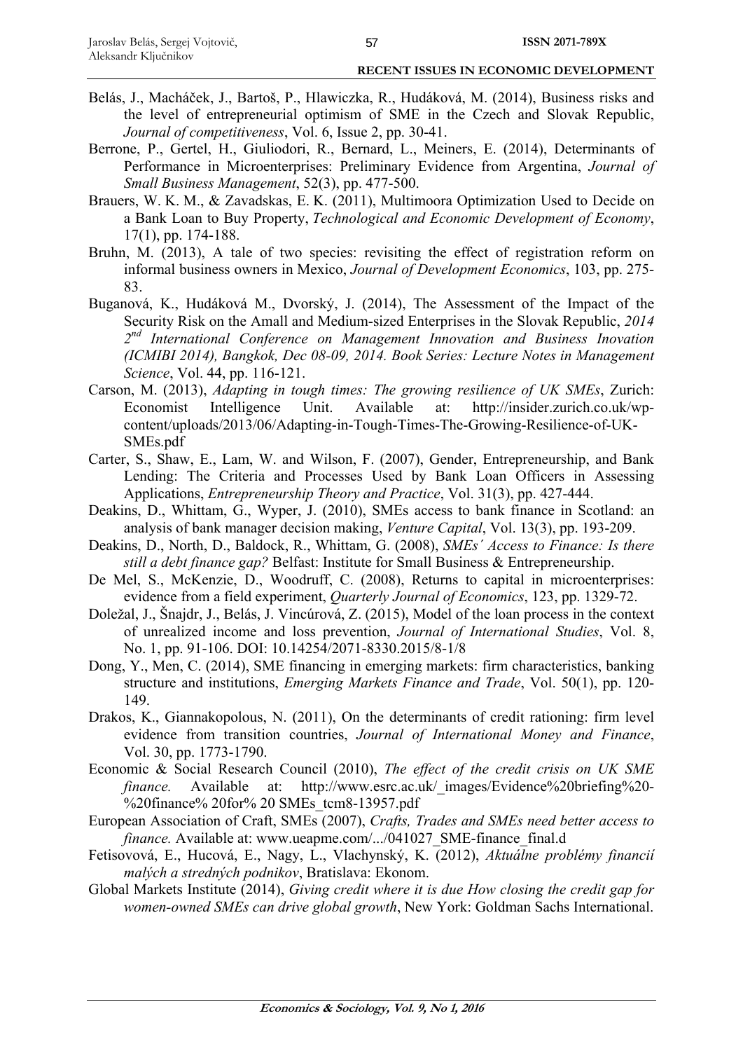Belás, J., Macháček, J., Bartoš, P., Hlawiczka, R., Hudáková, M. (2014), Business risks and the level of entrepreneurial optimism of SME in the Czech and Slovak Republic, *Journal of competitiveness*, Vol. 6, Issue 2, pp. 30-41.

Berrone, P., Gertel, H., Giuliodori, R., Bernard, L., Meiners, E. (2014), Determinants of Performance in Microenterprises: Preliminary Evidence from Argentina, *Journal of Small Business Management*, 52(3), pp. 477-500.

Brauers, W. K. M., & Zavadskas, E. K. (2011), Multimoora Optimization Used to Decide on a Bank Loan to Buy Property, *Technological and Economic Development of Economy*, 17(1), pp. 174-188.

Bruhn, M. (2013), A tale of two species: revisiting the effect of registration reform on informal business owners in Mexico, *Journal of Development Economics*, 103, pp. 275-83.

Buganová, K., Hudáková M., Dvorský, J. (2014), The Assessment of the Impact of the Security Risk on the Amall and Medium-sized Enterprises in the Slovak Republic, *2014 2nd International Conference on Management Innovation and Business Inovation (ICMIBI 2014), Bangkok, Dec 08-09, 2014. Book Series: Lecture Notes in Management Science*, Vol. 44, pp. 116-121.

Carson, M. (2013), *Adapting in tough times: The growing resilience of UK SMEs*, Zurich: Economist Intelligence Unit. Available at: http://insider.zurich.co.uk/wp-content/uploads/2013/06/Adapting-in-Tough-Times-The-Growing-Resilience-of-UK-SMEs.pdf

Carter, S., Shaw, E., Lam, W. and Wilson, F. (2007), Gender, Entrepreneurship, and Bank Lending: The Criteria and Processes Used by Bank Loan Officers in Assessing Applications, *Entrepreneurship Theory and Practice*, Vol. 31(3), pp. 427-444.

Deakins, D., Whittam, G., Wyper, J. (2010), SMEs access to bank finance in Scotland: an analysis of bank manager decision making, *Venture Capital*, Vol. 13(3), pp. 193-209.

Deakins, D., North, D., Baldock, R., Whittam, G. (2008), *SMEs´ Access to Finance: Is there still a debt finance gap?* Belfast: Institute for Small Business & Entrepreneurship.

De Mel, S., McKenzie, D., Woodruff, C. (2008), Returns to capital in microenterprises: evidence from a field experiment, *Quarterly Journal of Economics*, 123, pp. 1329-72.

Doležal, J., Šnajdr, J., Belás, J. Vincúrová, Z. (2015), Model of the loan process in the context of unrealized income and loss prevention, *Journal of International Studies*, Vol. 8, No. 1, pp. 91-106. DOI: 10.14254/2071-8330.2015/8-1/8

Dong, Y., Men, C. (2014), SME financing in emerging markets: firm characteristics, banking structure and institutions, *Emerging Markets Finance and Trade*, Vol. 50(1), pp. 120-149.

Drakos, K., Giannakopolous, N. (2011), On the determinants of credit rationing: firm level evidence from transition countries, *Journal of International Money and Finance*, Vol. 30, pp. 1773-1790.

Economic & Social Research Council (2010), *The effect of the credit crisis on UK SME finance.* Available at: http://www.esrc.ac.uk/_images/Evidence%20briefing%20-%20finance% 20for% 20 SMEs_tcm8-13957.pdf

European Association of Craft, SMEs (2007), *Crafts, Trades and SMEs need better access to finance.* Available at: www.ueapme.com/.../041027_SME-finance_final.d

Fetisovová, E., Hucová, E., Nagy, L., Vlachynský, K. (2012), *Aktuálne problémy financií malých a stredných podnikov*, Bratislava: Ekonom.

Global Markets Institute (2014), *Giving credit where it is due How closing the credit gap for women-owned SMEs can drive global growth*, New York: Goldman Sachs International.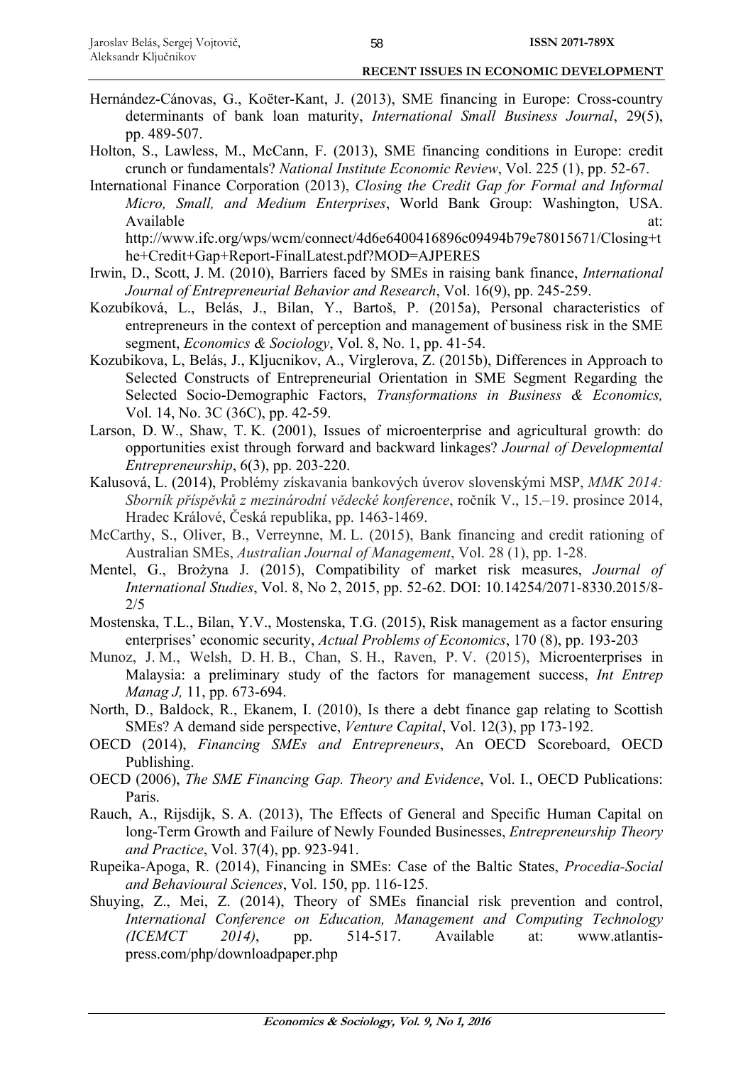Hernández-Cánovas, G., Koëter-Kant, J. (2013), SME financing in Europe: Cross-country determinants of bank loan maturity, *International Small Business Journal*, 29(5), pp. 489-507.

Holton, S., Lawless, M., McCann, F. (2013), SME financing conditions in Europe: credit crunch or fundamentals? *National Institute Economic Review*, Vol. 225 (1), pp. 52-67.

International Finance Corporation (2013), *Closing the Credit Gap for Formal and Informal Micro, Small, and Medium Enterprises*, World Bank Group: Washington, USA. Available at: http://www.ifc.org/wps/wcm/connect/4d6e6400416896c09494b79e78015671/Closing+the+Credit+Gap+Report-FinalLatest.pdf?MOD=AJPERES

Irwin, D., Scott, J. M. (2010), Barriers faced by SMEs in raising bank finance, *International Journal of Entrepreneurial Behavior and Research*, Vol. 16(9), pp. 245-259.

Kozubíková, L., Belás, J., Bilan, Y., Bartoš, P. (2015a), Personal characteristics of entrepreneurs in the context of perception and management of business risk in the SME segment, *Economics & Sociology*, Vol. 8, No. 1, pp. 41-54.

Kozubikova, L, Belás, J., Kljucnikov, A., Virglerova, Z. (2015b), Differences in Approach to Selected Constructs of Entrepreneurial Orientation in SME Segment Regarding the Selected Socio-Demographic Factors, *Transformations in Business & Economics,* Vol. 14, No. 3C (36C), pp. 42-59.

Larson, D. W., Shaw, T. K. (2001), Issues of microenterprise and agricultural growth: do opportunities exist through forward and backward linkages? *Journal of Developmental Entrepreneurship*, 6(3), pp. 203-220.

Kalusová, L. (2014), Problémy získavania bankových úverov slovenskými MSP, *MMK 2014: Sborník příspěvků z mezinárodní vědecké konference*, ročník V., 15.–19. prosince 2014, Hradec Králové, Česká republika, pp. 1463-1469.

McCarthy, S., Oliver, B., Verreynne, M. L. (2015), Bank financing and credit rationing of Australian SMEs, *Australian Journal of Management*, Vol. 28 (1), pp. 1-28.

Mentel, G., Brożyna J. (2015), Compatibility of market risk measures, *Journal of International Studies*, Vol. 8, No 2, 2015, pp. 52-62. DOI: 10.14254/2071-8330.2015/8-2/5

Mostenska, T.L., Bilan, Y.V., Mostenska, T.G. (2015), Risk management as a factor ensuring enterprises' economic security, *Actual Problems of Economics*, 170 (8), pp. 193-203

Munoz, J. M., Welsh, D. H. B., Chan, S. H., Raven, P. V. (2015), Microenterprises in Malaysia: a preliminary study of the factors for management success, *Int Entrep Manag J,* 11, pp. 673-694.

North, D., Baldock, R., Ekanem, I. (2010), Is there a debt finance gap relating to Scottish SMEs? A demand side perspective, *Venture Capital*, Vol. 12(3), pp 173-192.

OECD (2014), *Financing SMEs and Entrepreneurs*, An OECD Scoreboard, OECD Publishing.

OECD (2006), *The SME Financing Gap. Theory and Evidence*, Vol. I., OECD Publications: Paris.

Rauch, A., Rijsdijk, S. A. (2013), The Effects of General and Specific Human Capital on long-Term Growth and Failure of Newly Founded Businesses, *Entrepreneurship Theory and Practice*, Vol. 37(4), pp. 923-941.

Rupeika-Apoga, R. (2014), Financing in SMEs: Case of the Baltic States, *Procedia-Social and Behavioural Sciences*, Vol. 150, pp. 116-125.

Shuying, Z., Mei, Z. (2014), Theory of SMEs financial risk prevention and control, *International Conference on Education, Management and Computing Technology (ICEMCT 2014)*, pp. 514-517. Available at: www.atlantis-press.com/php/downloadpaper.php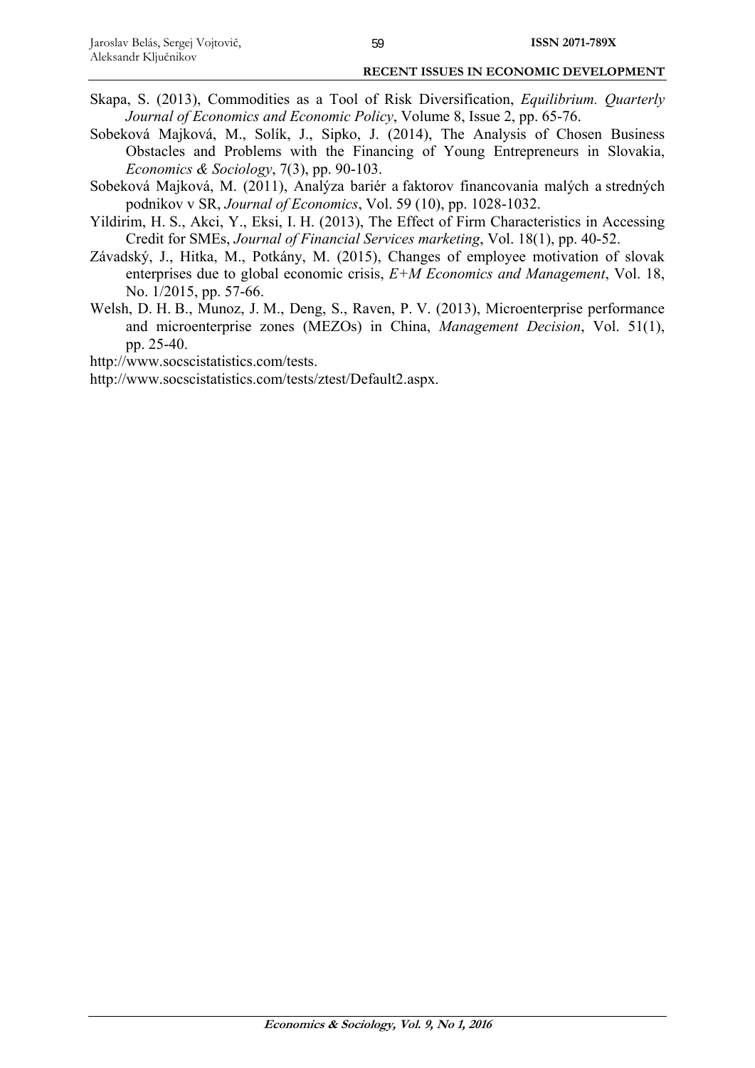Skapa, S. (2013), Commodities as a Tool of Risk Diversification, *Equilibrium. Quarterly Journal of Economics and Economic Policy*, Volume 8, Issue 2, pp. 65-76.

Sobeková Majková, M., Solík, J., Sipko, J. (2014), The Analysis of Chosen Business Obstacles and Problems with the Financing of Young Entrepreneurs in Slovakia, *Economics & Sociology*, 7(3), pp. 90-103.

Sobeková Majková, M. (2011), Analýza bariér a faktorov financovania malých a stredných podnikov v SR, *Journal of Economics*, Vol. 59 (10), pp. 1028-1032.

Yildirim, H. S., Akci, Y., Eksi, I. H. (2013), The Effect of Firm Characteristics in Accessing Credit for SMEs, *Journal of Financial Services marketing*, Vol. 18(1), pp. 40-52.

Závadský, J., Hitka, M., Potkány, M. (2015), Changes of employee motivation of slovak enterprises due to global economic crisis, *E+M Economics and Management*, Vol. 18, No. 1/2015, pp. 57-66.

Welsh, D. H. B., Munoz, J. M., Deng, S., Raven, P. V. (2013), Microenterprise performance and microenterprise zones (MEZOs) in China, *Management Decision*, Vol. 51(1), pp. 25-40.

http://www.socscistatistics.com/tests.

http://www.socscistatistics.com/tests/ztest/Default2.aspx.